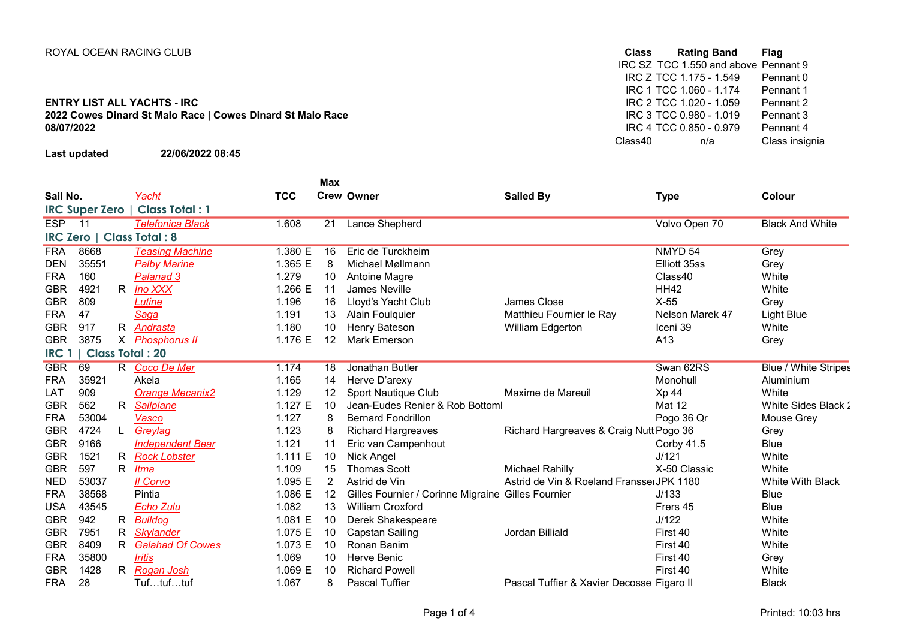ROYAL OCEAN RACING CLUB

| Class | Rating Band | Flag |
|---|---|---|
| IRC SZ | TCC 1.550 and above | Pennant 9 |
| IRC Z | TCC 1.175 - 1.549 | Pennant 0 |
| IRC 1 | TCC 1.060 - 1.174 | Pennant 1 |
| IRC 2 | TCC 1.020 - 1.059 | Pennant 2 |
| IRC 3 | TCC 0.980 - 1.019 | Pennant 3 |
| IRC 4 | TCC 0.850 - 0.979 | Pennant 4 |
| Class40 | n/a | Class insignia |

**ENTRY LIST ALL YACHTS - IRC**
**2022 Cowes Dinard St Malo Race | Cowes Dinard St Malo Race**
**08/07/2022**

**Last updated** **22/06/2022 08:45**

| Sail No. | | | Yacht | TCC | Max Crew | Owner | Sailed By | Type | Colour |
|---|---|---|---|---|---|---|---|---|---|
| **IRC Super Zero \| Class Total : 1** | | | | | | | | | |
| ESP | 11 | | Telefonica Black | 1.608 | 21 | Lance Shepherd | | Volvo Open 70 | Black And White |
| **IRC Zero \| Class Total : 8** | | | | | | | | | |
| FRA | 8668 | | Teasing Machine | 1.380 E | 16 | Eric de Turckheim | | NMYD 54 | Grey |
| DEN | 35551 | | Palby Marine | 1.365 E | 8 | Michael Møllmann | | Elliott 35ss | Grey |
| FRA | 160 | | Palanad 3 | 1.279 | 10 | Antoine Magre | | Class40 | White |
| GBR | 4921 | R | Ino XXX | 1.266 E | 11 | James Neville | | HH42 | White |
| GBR | 809 | | Lutine | 1.196 | 16 | Lloyd's Yacht Club | James Close | X-55 | Grey |
| FRA | 47 | | Saga | 1.191 | 13 | Alain Foulquier | Matthieu Fournier le Ray | Nelson Marek 47 | Light Blue |
| GBR | 917 | R | Andrasta | 1.180 | 10 | Henry Bateson | William Edgerton | Iceni 39 | White |
| GBR | 3875 | X | Phosphorus II | 1.176 E | 12 | Mark Emerson | | A13 | Grey |
| **IRC 1 \| Class Total : 20** | | | | | | | | | |
| GBR | 69 | R | Coco De Mer | 1.174 | 18 | Jonathan Butler | | Swan 62RS | Blue / White Stripes |
| FRA | 35921 | | Akela | 1.165 | 14 | Herve D'arexy | | Monohull | Aluminium |
| LAT | 909 | | Orange Mecanix2 | 1.129 | 12 | Sport Nautique Club | Maxime de Mareuil | Xp 44 | White |
| GBR | 562 | R | Sailplane | 1.127 E | 10 | Jean-Eudes Renier & Rob Bottoml | | Mat 12 | White Sides Black |
| FRA | 53004 | | Vasco | 1.127 | 8 | Bernard Fondrillon | | Pogo 36 Qr | Mouse Grey |
| GBR | 4724 | L | Greylag | 1.123 | 8 | Richard Hargreaves | Richard Hargreaves & Craig Nutt | Pogo 36 | Grey |
| GBR | 9166 | | Independent Bear | 1.121 | 11 | Eric van Campenhout | | Corby 41.5 | Blue |
| GBR | 1521 | R | Rock Lobster | 1.111 E | 10 | Nick Angel | | J/121 | White |
| GBR | 597 | R | Itma | 1.109 | 15 | Thomas Scott | Michael Rahilly | X-50 Classic | White |
| NED | 53037 | | Il Corvo | 1.095 E | 2 | Astrid de Vin | Astrid de Vin & Roeland Franssen | JPK 1180 | White With Black |
| FRA | 38568 | | Pintia | 1.086 E | 12 | Gilles Fournier / Corinne Migraine | Gilles Fournier | J/133 | Blue |
| USA | 43545 | | Echo Zulu | 1.082 | 13 | William Croxford | | Frers 45 | Blue |
| GBR | 942 | R | Bulldog | 1.081 E | 10 | Derek Shakespeare | | J/122 | White |
| GBR | 7951 | R | Skylander | 1.075 E | 10 | Capstan Sailing | Jordan Billiald | First 40 | White |
| GBR | 8409 | R | Galahad Of Cowes | 1.073 E | 10 | Ronan Banim | | First 40 | White |
| FRA | 35800 | | Iritis | 1.069 | 10 | Herve Benic | | First 40 | Grey |
| GBR | 1428 | R | Rogan Josh | 1.069 E | 10 | Richard Powell | | First 40 | White |
| FRA | 28 | | Tuf…tuf…tuf | 1.067 | 8 | Pascal Tuffier | Pascal Tuffier & Xavier Decosse | Figaro II | Black |

Printed: 10:03 hrs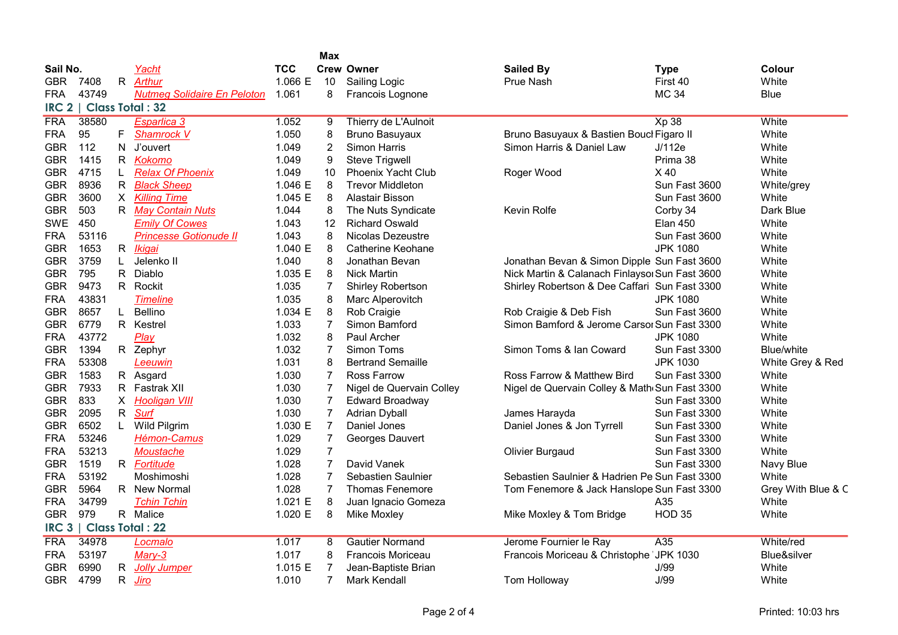| Sail No. | | | Yacht | TCC | Max Crew | Owner | Sailed By | Type | Colour |
|---|---|---|---|---|---|---|---|---|---|
| GBR | 7408 | R | Arthur | 1.066 E | 10 | Sailing Logic | Prue Nash | First 40 | White |
| FRA | 43749 | | Nutmeg Solidaire En Peloton | 1.061 | 8 | Francois Lognone | | MC 34 | Blue |

## IRC 2 | Class Total : 32

| Sail No. | | | Yacht | TCC | Max Crew | Owner | Sailed By | Type | Colour |
|---|---|---|---|---|---|---|---|---|---|
| FRA | 38580 | | Esparlica 3 | 1.052 | 9 | Thierry de L'Aulnoit | | Xp 38 | White |
| FRA | 95 | F | Shamrock V | 1.050 | 8 | Bruno Basuyaux | Bruno Basuyaux & Bastien Bouc | Figaro II | White |
| GBR | 112 | N | J'ouvert | 1.049 | 2 | Simon Harris | Simon Harris & Daniel Law | J/112e | White |
| GBR | 1415 | R | Kokomo | 1.049 | 9 | Steve Trigwell | | Prima 38 | White |
| GBR | 4715 | L | Relax Of Phoenix | 1.049 | 10 | Phoenix Yacht Club | Roger Wood | X 40 | White |
| GBR | 8936 | R | Black Sheep | 1.046 E | 8 | Trevor Middleton | | Sun Fast 3600 | White/grey |
| GBR | 3600 | X | Killing Time | 1.045 E | 8 | Alastair Bisson | | Sun Fast 3600 | White |
| GBR | 503 | R | May Contain Nuts | 1.044 | 8 | The Nuts Syndicate | Kevin Rolfe | Corby 34 | Dark Blue |
| SWE | 450 | | Emily Of Cowes | 1.043 | 12 | Richard Oswald | | Elan 450 | White |
| FRA | 53116 | | Princesse Gotionude II | 1.043 | 8 | Nicolas Dezeustre | | Sun Fast 3600 | White |
| GBR | 1653 | R | Ikigai | 1.040 E | 8 | Catherine Keohane | | JPK 1080 | White |
| GBR | 3759 | L | Jelenko II | 1.040 | 8 | Jonathan Bevan | Jonathan Bevan & Simon Dipple | Sun Fast 3600 | White |
| GBR | 795 | R | Diablo | 1.035 E | 8 | Nick Martin | Nick Martin & Calanach Finlayso | Sun Fast 3600 | White |
| GBR | 9473 | R | Rockit | 1.035 | 7 | Shirley Robertson | Shirley Robertson & Dee Caffari | Sun Fast 3300 | White |
| FRA | 43831 | | Timeline | 1.035 | 8 | Marc Alperovitch | | JPK 1080 | White |
| GBR | 8657 | L | Bellino | 1.034 E | 8 | Rob Craigie | Rob Craigie & Deb Fish | Sun Fast 3600 | White |
| GBR | 6779 | R | Kestrel | 1.033 | 7 | Simon Bamford | Simon Bamford & Jerome Carso | Sun Fast 3300 | White |
| FRA | 43772 | | Play | 1.032 | 8 | Paul Archer | | JPK 1080 | White |
| GBR | 1394 | R | Zephyr | 1.032 | 7 | Simon Toms | Simon Toms & Ian Coward | Sun Fast 3300 | Blue/white |
| FRA | 53308 | | Leeuwin | 1.031 | 8 | Bertrand Semaille | | JPK 1030 | White Grey & Red |
| GBR | 1583 | R | Asgard | 1.030 | 7 | Ross Farrow | Ross Farrow & Matthew Bird | Sun Fast 3300 | White |
| GBR | 7933 | R | Fastrak XII | 1.030 | 7 | Nigel de Quervain Colley | Nigel de Quervain Colley & Math | Sun Fast 3300 | White |
| GBR | 833 | X | Hooligan VIII | 1.030 | 7 | Edward Broadway | | Sun Fast 3300 | White |
| GBR | 2095 | R | Surf | 1.030 | 7 | Adrian Dyball | James Harayda | Sun Fast 3300 | White |
| GBR | 6502 | L | Wild Pilgrim | 1.030 E | 7 | Daniel Jones | Daniel Jones & Jon Tyrrell | Sun Fast 3300 | White |
| FRA | 53246 | | Hémon-Camus | 1.029 | 7 | Georges Dauvert | | Sun Fast 3300 | White |
| FRA | 53213 | | Moustache | 1.029 | 7 | | Olivier Burgaud | Sun Fast 3300 | White |
| GBR | 1519 | R | Fortitude | 1.028 | 7 | David Vanek | | Sun Fast 3300 | Navy Blue |
| FRA | 53192 | | Moshimoshi | 1.028 | 7 | Sebastien Saulnier | Sebastien Saulnier & Hadrien Pe | Sun Fast 3300 | White |
| GBR | 5964 | R | New Normal | 1.028 | 7 | Thomas Fenemore | Tom Fenemore & Jack Hanslope | Sun Fast 3300 | Grey With Blue & C |
| FRA | 34799 | | Tchin Tchin | 1.021 E | 8 | Juan Ignacio Gomeza | | A35 | White |
| GBR | 979 | R | Malice | 1.020 E | 8 | Mike Moxley | Mike Moxley & Tom Bridge | HOD 35 | White |

## IRC 3 | Class Total : 22

| Sail No. | | | Yacht | TCC | Max Crew | Owner | Sailed By | Type | Colour |
|---|---|---|---|---|---|---|---|---|---|
| FRA | 34978 | | Locmalo | 1.017 | 8 | Gautier Normand | Jerome Fournier le Ray | A35 | White/red |
| FRA | 53197 | | Mary-3 | 1.017 | 8 | Francois Moriceau | Francois Moriceau & Christophe | JPK 1030 | Blue&silver |
| GBR | 6990 | R | Jolly Jumper | 1.015 E | 7 | Jean-Baptiste Brian | | J/99 | White |
| GBR | 4799 | R | Jiro | 1.010 | 7 | Mark Kendall | Tom Holloway | J/99 | White |

Printed: 10:03 hrs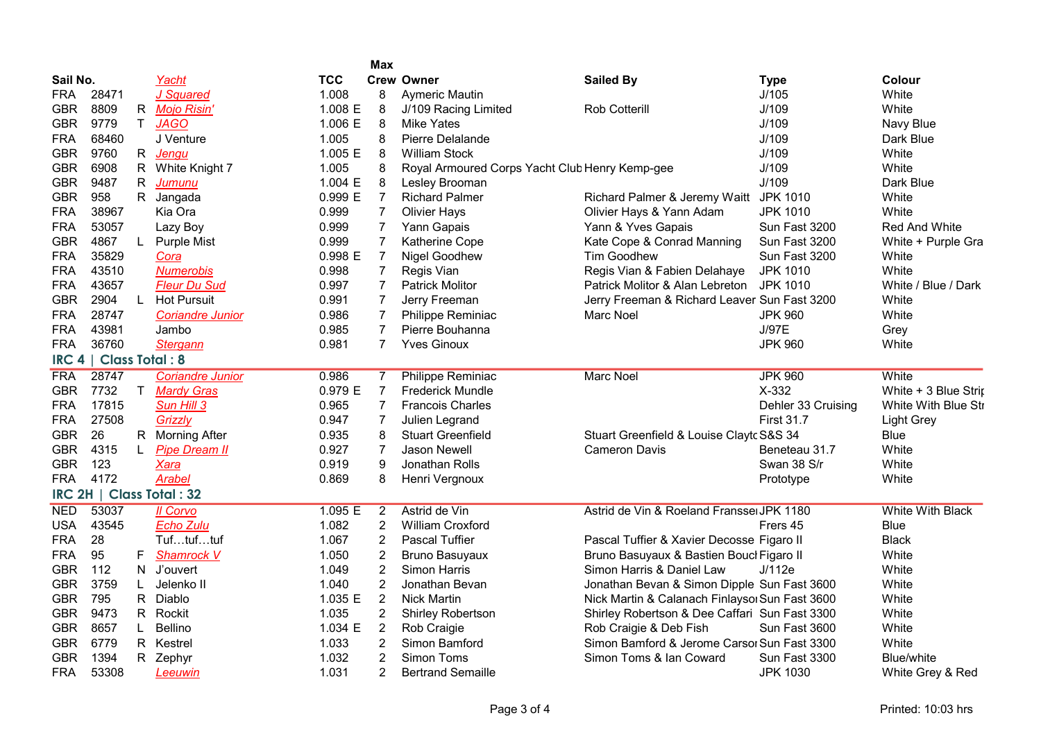| Sail No. | | | Yacht | TCC | Max Crew | Owner | Sailed By | Type | Colour |
|---|---|---|---|---|---|---|---|---|---|
| FRA | 28471 | | J Squared | 1.008 | 8 | Aymeric Mautin | | J/105 | White |
| GBR | 8809 | R | Mojo Risin' | 1.008 E | 8 | J/109 Racing Limited | Rob Cotterill | J/109 | White |
| GBR | 9779 | T | JAGO | 1.006 E | 8 | Mike Yates | | J/109 | Navy Blue |
| FRA | 68460 | | J Venture | 1.005 | 8 | Pierre Delalande | | J/109 | Dark Blue |
| GBR | 9760 | R | Jengu | 1.005 E | 8 | William Stock | | J/109 | White |
| GBR | 6908 | R | White Knight 7 | 1.005 | 8 | Royal Armoured Corps Yacht Club | Henry Kemp-gee | J/109 | White |
| GBR | 9487 | R | Jumunu | 1.004 E | 8 | Lesley Brooman | | J/109 | Dark Blue |
| GBR | 958 | R | Jangada | 0.999 E | 7 | Richard Palmer | Richard Palmer & Jeremy Waitt | JPK 1010 | White |
| FRA | 38967 | | Kia Ora | 0.999 | 7 | Olivier Hays | Olivier Hays & Yann Adam | JPK 1010 | White |
| FRA | 53057 | | Lazy Boy | 0.999 | 7 | Yann Gapais | Yann & Yves Gapais | Sun Fast 3200 | Red And White |
| GBR | 4867 | L | Purple Mist | 0.999 | 7 | Katherine Cope | Kate Cope & Conrad Manning | Sun Fast 3200 | White + Purple Gra |
| FRA | 35829 | | Cora | 0.998 E | 7 | Nigel Goodhew | Tim Goodhew | Sun Fast 3200 | White |
| FRA | 43510 | | Numerobis | 0.998 | 7 | Regis Vian | Regis Vian & Fabien Delahaye | JPK 1010 | White |
| FRA | 43657 | | Fleur Du Sud | 0.997 | 7 | Patrick Molitor | Patrick Molitor & Alan Lebreton | JPK 1010 | White / Blue / Dark |
| GBR | 2904 | L | Hot Pursuit | 0.991 | 7 | Jerry Freeman | Jerry Freeman & Richard Leaver | Sun Fast 3200 | White |
| FRA | 28747 | | Coriandre Junior | 0.986 | 7 | Philippe Reminiac | Marc Noel | JPK 960 | White |
| FRA | 43981 | | Jambo | 0.985 | 7 | Pierre Bouhanna | | J/97E | Grey |
| FRA | 36760 | | Stergann | 0.981 | 7 | Yves Ginoux | | JPK 960 | White |

## IRC 4 | Class Total : 8

| Sail No. | | | Yacht | TCC | Max Crew | Owner | Sailed By | Type | Colour |
|---|---|---|---|---|---|---|---|---|---|
| FRA | 28747 | | Coriandre Junior | 0.986 | 7 | Philippe Reminiac | Marc Noel | JPK 960 | White |
| GBR | 7732 | T | Mardy Gras | 0.979 E | 7 | Frederick Mundle | | X-332 | White + 3 Blue Strip |
| FRA | 17815 | | Sun Hill 3 | 0.965 | 7 | Francois Charles | | Dehler 33 Cruising | White With Blue Str |
| FRA | 27508 | | Grizzly | 0.947 | 7 | Julien Legrand | | First 31.7 | Light Grey |
| GBR | 26 | R | Morning After | 0.935 | 8 | Stuart Greenfield | Stuart Greenfield & Louise Clayto | S&S 34 | Blue |
| GBR | 4315 | L | Pipe Dream II | 0.927 | 7 | Jason Newell | Cameron Davis | Beneteau 31.7 | White |
| GBR | 123 | | Xara | 0.919 | 9 | Jonathan Rolls | | Swan 38 S/r | White |
| FRA | 4172 | | Arabel | 0.869 | 8 | Henri Vergnoux | | Prototype | White |

## IRC 2H | Class Total : 32

| Sail No. | | | Yacht | TCC | Max Crew | Owner | Sailed By | Type | Colour |
|---|---|---|---|---|---|---|---|---|---|
| NED | 53037 | | Il Corvo | 1.095 E | 2 | Astrid de Vin | Astrid de Vin & Roeland Fransse | JPK 1180 | White With Black |
| USA | 43545 | | Echo Zulu | 1.082 | 2 | William Croxford | | Frers 45 | Blue |
| FRA | 28 | | Tuf…tuf…tuf | 1.067 | 2 | Pascal Tuffier | Pascal Tuffier & Xavier Decosse | Figaro II | Black |
| FRA | 95 | F | Shamrock V | 1.050 | 2 | Bruno Basuyaux | Bruno Basuyaux & Bastien Bouc | Figaro II | White |
| GBR | 112 | N | J'ouvert | 1.049 | 2 | Simon Harris | Simon Harris & Daniel Law | J/112e | White |
| GBR | 3759 | L | Jelenko II | 1.040 | 2 | Jonathan Bevan | Jonathan Bevan & Simon Dipple | Sun Fast 3600 | White |
| GBR | 795 | R | Diablo | 1.035 E | 2 | Nick Martin | Nick Martin & Calanach Finlayso | Sun Fast 3600 | White |
| GBR | 9473 | R | Rockit | 1.035 | 2 | Shirley Robertson | Shirley Robertson & Dee Caffari | Sun Fast 3300 | White |
| GBR | 8657 | L | Bellino | 1.034 E | 2 | Rob Craigie | Rob Craigie & Deb Fish | Sun Fast 3600 | White |
| GBR | 6779 | R | Kestrel | 1.033 | 2 | Simon Bamford | Simon Bamford & Jerome Carso | Sun Fast 3300 | White |
| GBR | 1394 | R | Zephyr | 1.032 | 2 | Simon Toms | Simon Toms & Ian Coward | Sun Fast 3300 | Blue/white |
| FRA | 53308 | | Leeuwin | 1.031 | 2 | Bertrand Semaille | | JPK 1030 | White Grey & Red |

Printed: 10:03 hrs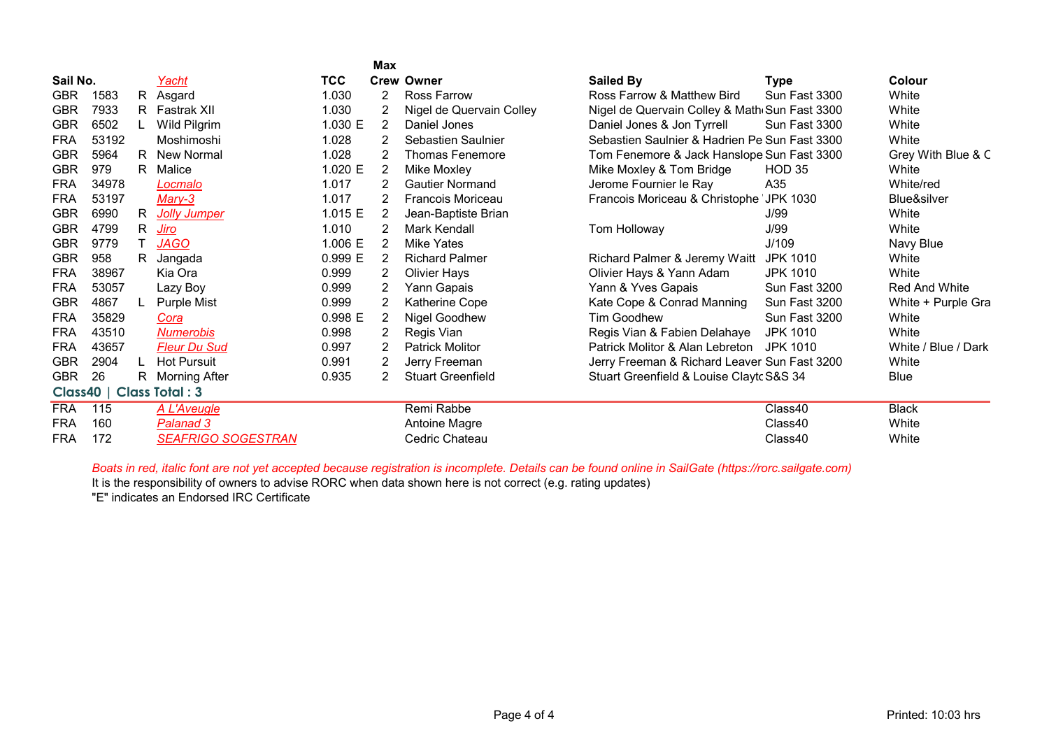| Sail No. | | | *Yacht* | TCC | Max Crew | Owner | Sailed By | Type | Colour |
|---|---|---|---|---|---|---|---|---|---|
| GBR | 1583 | R | Asgard | 1.030 | 2 | Ross Farrow | Ross Farrow & Matthew Bird | Sun Fast 3300 | White |
| GBR | 7933 | R | Fastrak XII | 1.030 | 2 | Nigel de Quervain Colley | Nigel de Quervain Colley & Math | Sun Fast 3300 | White |
| GBR | 6502 | L | Wild Pilgrim | 1.030 E | 2 | Daniel Jones | Daniel Jones & Jon Tyrrell | Sun Fast 3300 | White |
| FRA | 53192 | | Moshimoshi | 1.028 | 2 | Sebastien Saulnier | Sebastien Saulnier & Hadrien Pe | Sun Fast 3300 | White |
| GBR | 5964 | R | New Normal | 1.028 | 2 | Thomas Fenemore | Tom Fenemore & Jack Hanslope | Sun Fast 3300 | Grey With Blue & C |
| GBR | 979 | R | Malice | 1.020 E | 2 | Mike Moxley | Mike Moxley & Tom Bridge | HOD 35 | White |
| FRA | 34978 | | *Locmalo* | 1.017 | 2 | Gautier Normand | Jerome Fournier le Ray | A35 | White/red |
| FRA | 53197 | | *Mary-3* | 1.017 | 2 | Francois Moriceau | Francois Moriceau & Christophe | JPK 1030 | Blue&silver |
| GBR | 6990 | R | *Jolly Jumper* | 1.015 E | 2 | Jean-Baptiste Brian | | J/99 | White |
| GBR | 4799 | R | *Jiro* | 1.010 | 2 | Mark Kendall | Tom Holloway | J/99 | White |
| GBR | 9779 | T | *JAGO* | 1.006 E | 2 | Mike Yates | | J/109 | Navy Blue |
| GBR | 958 | R | Jangada | 0.999 E | 2 | Richard Palmer | Richard Palmer & Jeremy Waitt | JPK 1010 | White |
| FRA | 38967 | | Kia Ora | 0.999 | 2 | Olivier Hays | Olivier Hays & Yann Adam | JPK 1010 | White |
| FRA | 53057 | | Lazy Boy | 0.999 | 2 | Yann Gapais | Yann & Yves Gapais | Sun Fast 3200 | Red And White |
| GBR | 4867 | L | Purple Mist | 0.999 | 2 | Katherine Cope | Kate Cope & Conrad Manning | Sun Fast 3200 | White + Purple Gra |
| FRA | 35829 | | *Cora* | 0.998 E | 2 | Nigel Goodhew | Tim Goodhew | Sun Fast 3200 | White |
| FRA | 43510 | | *Numerobis* | 0.998 | 2 | Regis Vian | Regis Vian & Fabien Delahaye | JPK 1010 | White |
| FRA | 43657 | | *Fleur Du Sud* | 0.997 | 2 | Patrick Molitor | Patrick Molitor & Alan Lebreton | JPK 1010 | White / Blue / Dark |
| GBR | 2904 | L | Hot Pursuit | 0.991 | 2 | Jerry Freeman | Jerry Freeman & Richard Leaver | Sun Fast 3200 | White |
| GBR | 26 | R | Morning After | 0.935 | 2 | Stuart Greenfield | Stuart Greenfield & Louise Claytc | S&S 34 | Blue |

**Class40 | Class Total : 3**

| Sail No. | | | *Yacht* | TCC | Max Crew | Owner | Sailed By | Type | Colour |
|---|---|---|---|---|---|---|---|---|---|
| FRA | 115 | | *A L'Aveugle* | | | Remi Rabbe | | Class40 | Black |
| FRA | 160 | | *Palanad 3* | | | Antoine Magre | | Class40 | White |
| FRA | 172 | | *SEAFRIGO SOGESTRAN* | | | Cedric Chateau | | Class40 | White |

*Boats in red, italic font are not yet accepted because registration is incomplete. Details can be found online in SailGate (https://rorc.sailgate.com)*

It is the responsibility of owners to advise RORC when data shown here is not correct (e.g. rating updates)

"E" indicates an Endorsed IRC Certificate

Printed: 10:03 hrs